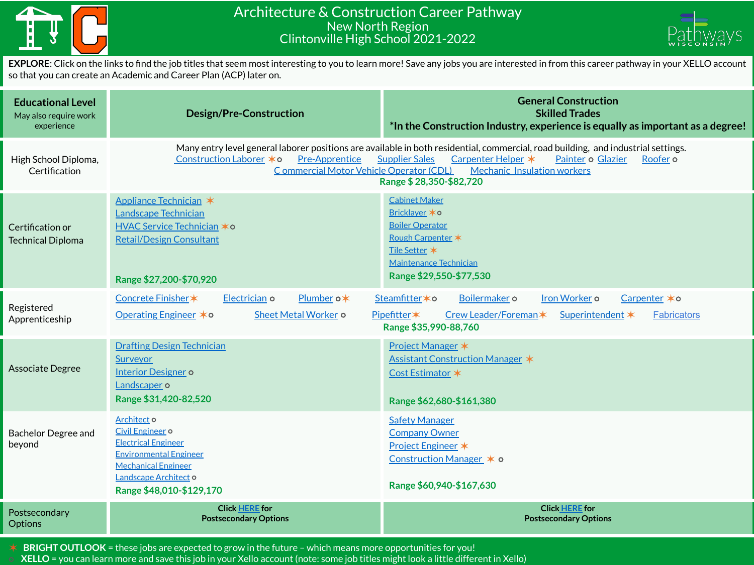# Architecture & Construction Career Pathway
## New North Region
## Clintonville High School 2021-2022

**EXPLORE**: Click on the links to find the job titles that seem most interesting to you to learn more! Save any jobs you are interested in from this career pathway in your XELLO account so that you can create an Academic and Career Plan (ACP) later on.

| **Educational Level** May also require work experience | **Design/Pre-Construction** | **General Construction Skilled Trades** *In the Construction Industry, experience is equally as important as a degree! |
|---|---|---|
| High School Diploma, Certification | Many entry level general laborer positions are available in both residential, commercial, road building, and industrial settings. Construction Laborer ✶ ○ Pre-Apprentice Supplier Sales Carpenter Helper ✶ Painter ○ Glazier Roofer ○ Commercial Motor Vehicle Operator (CDL) Mechanic Insulation workers **Range $ 28,350-$82,720** | |
| Certification or Technical Diploma | Appliance Technician ✶<br>Landscape Technician<br>HVAC Service Technician ✶ ○<br>Retail/Design Consultant<br>**Range $27,200-$70,920** | Cabinet Maker<br>Bricklayer ✶ ○<br>Boiler Operator<br>Rough Carpenter ✶<br>Tile Setter ✶<br>Maintenance Technician<br>**Range $29,550-$77,530** |
| Registered Apprenticeship | Concrete Finisher ✶ Electrician ○ Plumber ○ ✶ Steamfitter ✶ ○ Boilermaker ○ Iron Worker ○ Carpenter ✶ ○ Operating Engineer ✶ ○ Sheet Metal Worker ○ Pipefitter ✶ Crew Leader/Foreman ✶ Superintendent ✶ Fabricators **Range $35,990-88,760** | |
| Associate Degree | Drafting Design Technician<br>Surveyor<br>Interior Designer ○<br>Landscaper ○<br>**Range $31,420-82,520** | Project Manager ✶<br>Assistant Construction Manager ✶<br>Cost Estimator ✶<br>**Range $62,680-$161,380** |
| Bachelor Degree and beyond | Architect ○<br>Civil Engineer ○<br>Electrical Engineer<br>Environmental Engineer<br>Mechanical Engineer<br>Landscape Architect ○<br>**Range $48,010-$129,170** | Safety Manager<br>Company Owner<br>Project Engineer ✶<br>Construction Manager ✶ ○<br>**Range $60,940-$167,630** |
| Postsecondary Options | **Click HERE for Postsecondary Options** | **Click HERE for Postsecondary Options** |

✶ **BRIGHT OUTLOOK** = these jobs are expected to grow in the future – which means more opportunities for you!
○ **XELLO** = you can learn more and save this job in your Xello account (note: some job titles might look a little different in Xello)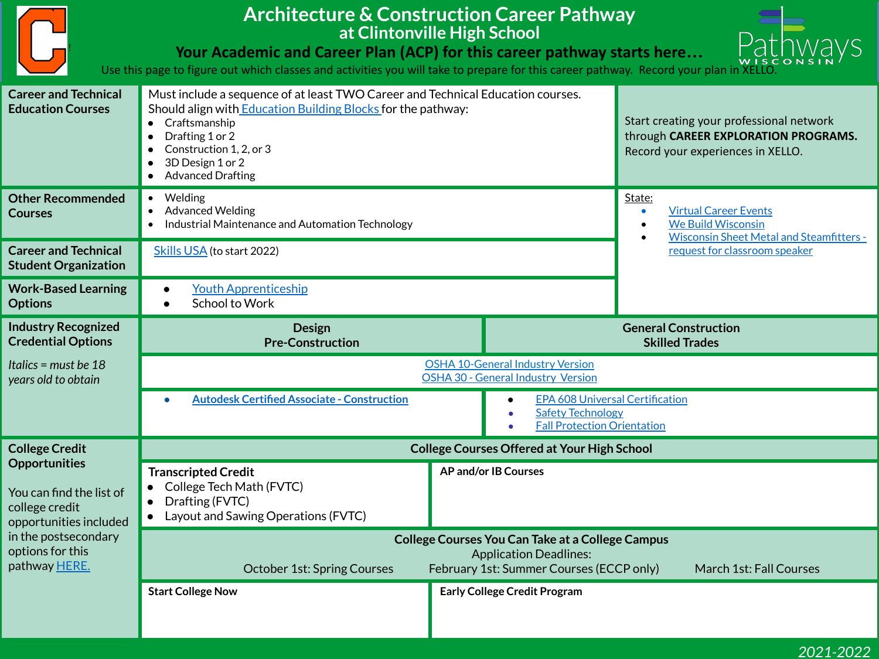# Architecture & Construction Career Pathway

## at Clintonville High School

**Your Academic and Career Plan (ACP) for this career pathway starts here…**

Use this page to figure out which classes and activities you will take to prepare for this career pathway. Record your plan in XELLO.

| | | |
|---|---|---|
| **Career and Technical Education Courses** | Must include a sequence of at least TWO Career and Technical Education courses. Should align with Education Building Blocks for the pathway:<br>• Craftsmanship<br>• Drafting 1 or 2<br>• Construction 1, 2, or 3<br>• 3D Design 1 or 2<br>• Advanced Drafting | Start creating your professional network through **CAREER EXPLORATION PROGRAMS.** Record your experiences in XELLO. |
| **Other Recommended Courses** | • Welding<br>• Advanced Welding<br>• Industrial Maintenance and Automation Technology | State:<br>• Virtual Career Events<br>• We Build Wisconsin<br>• Wisconsin Sheet Metal and Steamfitters - request for classroom speaker |
| **Career and Technical Student Organization** | Skills USA (to start 2022) | |
| **Work-Based Learning Options** | • Youth Apprenticeship<br>• School to Work | |

| **Industry Recognized Credential Options**<br><br>*Italics = must be 18 years old to obtain* | **Design<br>Pre-Construction** | **General Construction<br>Skilled Trades** |
|---|---|---|
| | OSHA 10-General Industry Version<br>OSHA 30 - General Industry Version | |
| | • **Autodesk Certified Associate - Construction** | • EPA 608 Universal Certification<br>• Safety Technology<br>• Fall Protection Orientation |

| **College Credit Opportunities**<br><br>You can find the list of college credit opportunities included in the postsecondary options for this pathway HERE. | **College Courses Offered at Your High School** | |
|---|---|---|
| | **Transcripted Credit**<br>• College Tech Math (FVTC)<br>• Drafting (FVTC)<br>• Layout and Sawing Operations (FVTC) | **AP and/or IB Courses** |
| | **College Courses You Can Take at a College Campus**<br>Application Deadlines:<br>October 1st: Spring Courses February 1st: Summer Courses (ECCP only) March 1st: Fall Courses | |
| | **Start College Now** | **Early College Credit Program** |

*2021-2022*